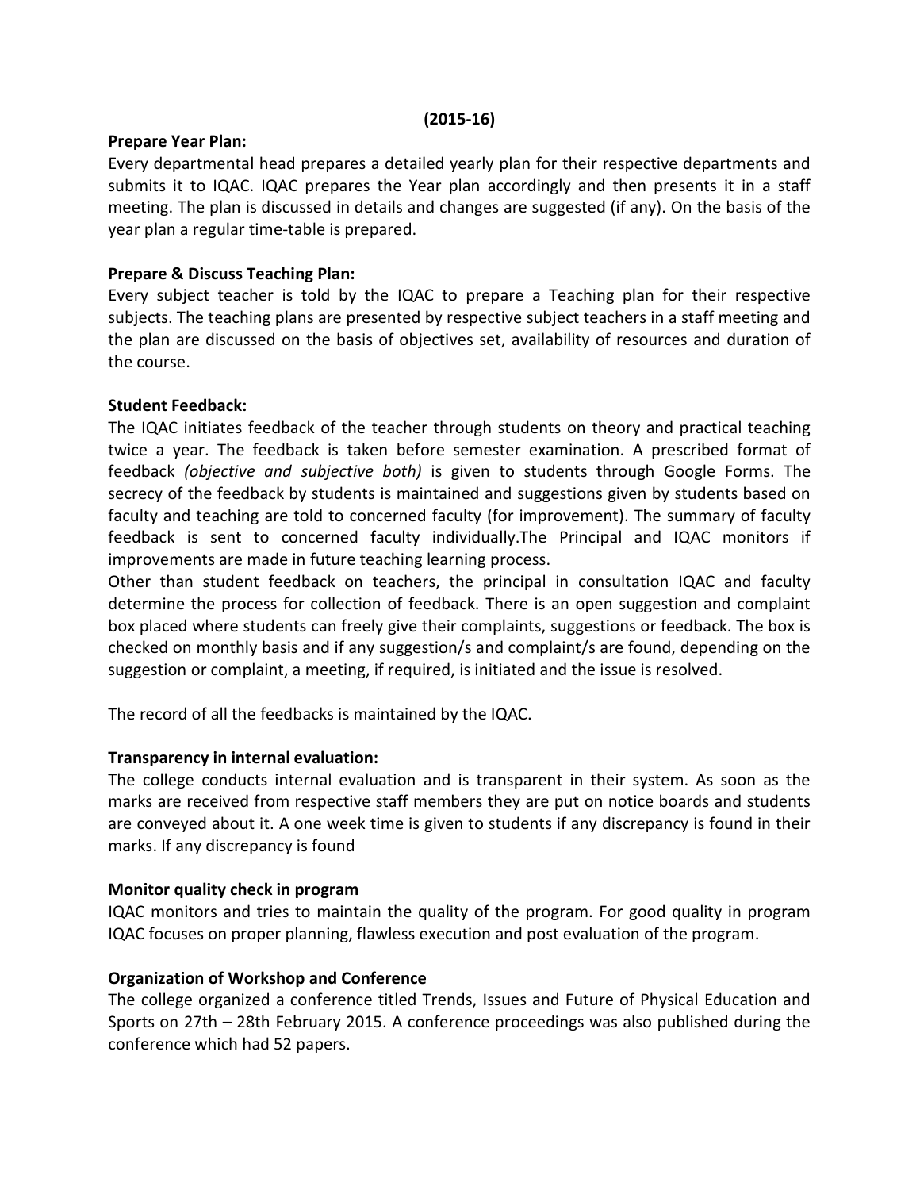**(2015-16)**

**Prepare Year Plan:**

Every departmental head prepares a detailed yearly plan for their respective departments and submits it to IQAC. IQAC prepares the Year plan accordingly and then presents it in a staff meeting. The plan is discussed in details and changes are suggested (if any). On the basis of the year plan a regular time-table is prepared.

**Prepare & Discuss Teaching Plan:**

Every subject teacher is told by the IQAC to prepare a Teaching plan for their respective subjects. The teaching plans are presented by respective subject teachers in a staff meeting and the plan are discussed on the basis of objectives set, availability of resources and duration of the course.

**Student Feedback:**

The IQAC initiates feedback of the teacher through students on theory and practical teaching twice a year. The feedback is taken before semester examination. A prescribed format of feedback *(objective and subjective both)* is given to students through Google Forms. The secrecy of the feedback by students is maintained and suggestions given by students based on faculty and teaching are told to concerned faculty (for improvement). The summary of faculty feedback is sent to concerned faculty individually.The Principal and IQAC monitors if improvements are made in future teaching learning process.

Other than student feedback on teachers, the principal in consultation IQAC and faculty determine the process for collection of feedback. There is an open suggestion and complaint box placed where students can freely give their complaints, suggestions or feedback. The box is checked on monthly basis and if any suggestion/s and complaint/s are found, depending on the suggestion or complaint, a meeting, if required, is initiated and the issue is resolved.

The record of all the feedbacks is maintained by the IQAC.

**Transparency in internal evaluation:**

The college conducts internal evaluation and is transparent in their system. As soon as the marks are received from respective staff members they are put on notice boards and students are conveyed about it. A one week time is given to students if any discrepancy is found in their marks. If any discrepancy is found

**Monitor quality check in program**

IQAC monitors and tries to maintain the quality of the program. For good quality in program IQAC focuses on proper planning, flawless execution and post evaluation of the program.

**Organization of Workshop and Conference**

The college organized a conference titled Trends, Issues and Future of Physical Education and Sports on 27th – 28th February 2015. A conference proceedings was also published during the conference which had 52 papers.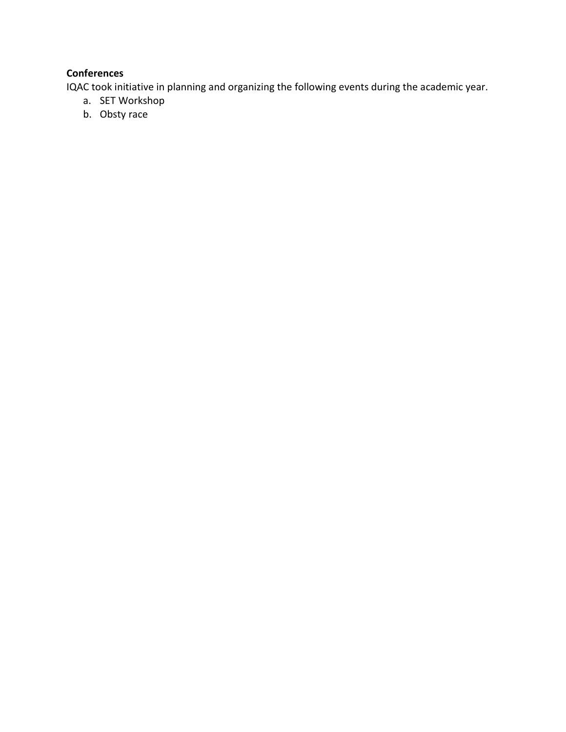**Conferences**

IQAC took initiative in planning and organizing the following events during the academic year.

a. SET Workshop
b. Obsty race